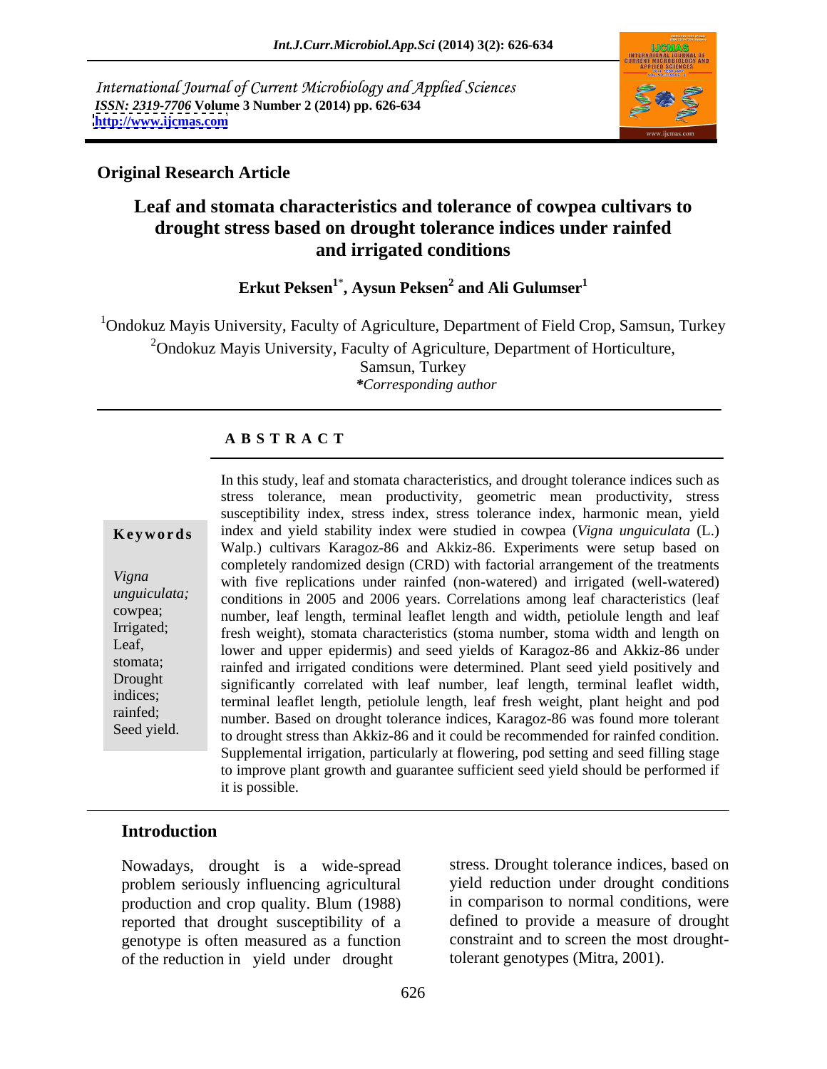International Journal of Current Microbiology and Applied Sciences
*ISSN: 2319-7706* **Volume 3 Number 2 (2014) pp. 626-634**
**http://www.ijcmas.com**

**Original Research Article**

# Leaf and stomata characteristics and tolerance of cowpea cultivars to drought stress based on drought tolerance indices under rainfed and irrigated conditions

**Erkut Peksen[1*], Aysun Peksen[2] and Ali Gulumser[1]**

[1]Ondokuz Mayis University, Faculty of Agriculture, Department of Field Crop, Samsun, Turkey

[2]Ondokuz Mayis University, Faculty of Agriculture, Department of Horticulture, Samsun, Turkey

***Corresponding author***

## ABSTRACT

**Keywords**

*Vigna unguiculata;* cowpea; Irrigated; Leaf, stomata; Drought indices; rainfed; Seed yield.

In this study, leaf and stomata characteristics, and drought tolerance indices such as stress tolerance, mean productivity, geometric mean productivity, stress susceptibility index, stress index, stress tolerance index, harmonic mean, yield index and yield stability index were studied in cowpea (*Vigna unguiculata* (L.) Walp.) cultivars Karagoz-86 and Akkiz-86. Experiments were setup based on completely randomized design (CRD) with factorial arrangement of the treatments with five replications under rainfed (non-watered) and irrigated (well-watered) conditions in 2005 and 2006 years. Correlations among leaf characteristics (leaf number, leaf length, terminal leaflet length and width, petiolule length and leaf fresh weight), stomata characteristics (stoma number, stoma width and length on lower and upper epidermis) and seed yields of Karagoz-86 and Akkiz-86 under rainfed and irrigated conditions were determined. Plant seed yield positively and significantly correlated with leaf number, leaf length, terminal leaflet width, terminal leaflet length, petiolule length, leaf fresh weight, plant height and pod number. Based on drought tolerance indices, Karagoz-86 was found more tolerant to drought stress than Akkiz-86 and it could be recommended for rainfed condition. Supplemental irrigation, particularly at flowering, pod setting and seed filling stage to improve plant growth and guarantee sufficient seed yield should be performed if it is possible.

## Introduction

Nowadays, drought is a wide-spread problem seriously influencing agricultural production and crop quality. Blum (1988) reported that drought susceptibility of a genotype is often measured as a function of the reduction in yield under drought stress. Drought tolerance indices, based on yield reduction under drought conditions in comparison to normal conditions, were defined to provide a measure of drought constraint and to screen the most drought-tolerant genotypes (Mitra, 2001).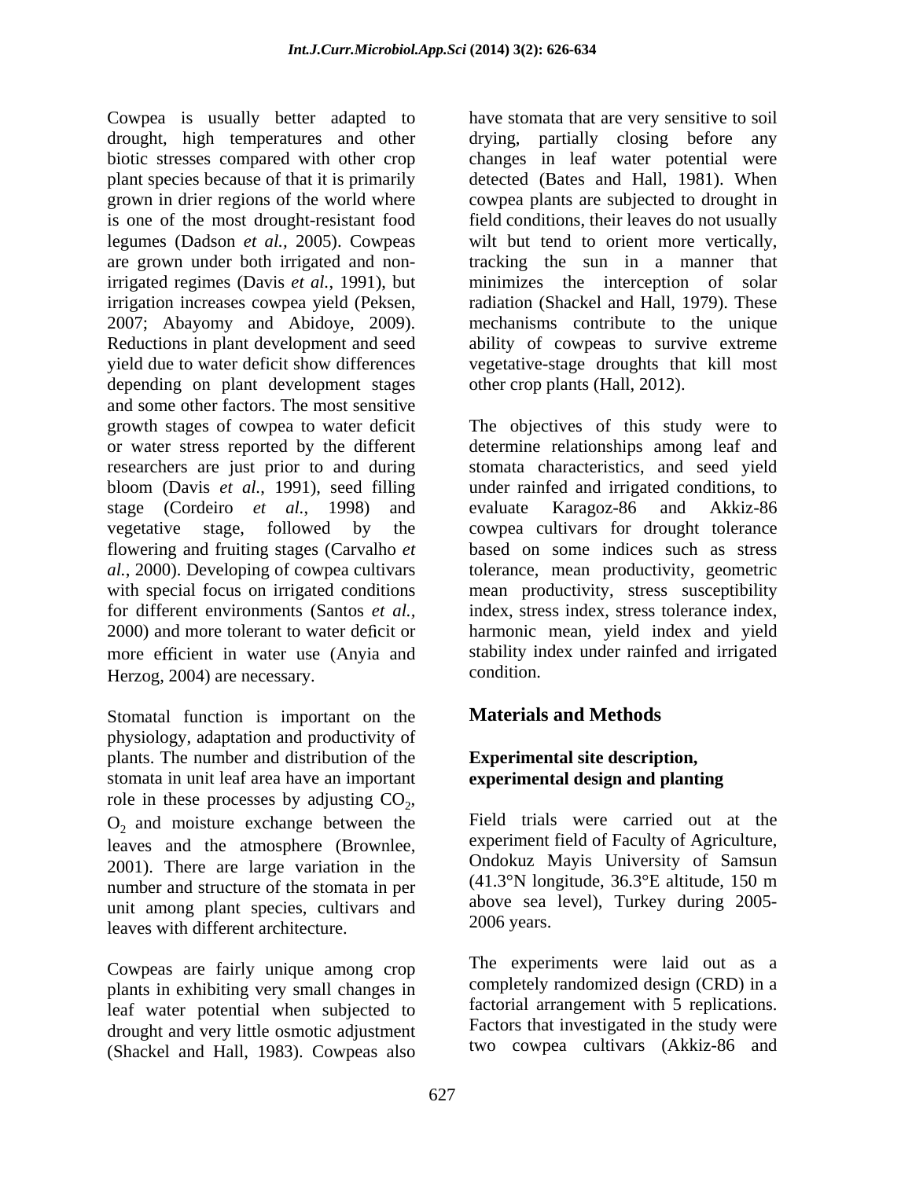Cowpea is usually better adapted to drought, high temperatures and other biotic stresses compared with other crop plant species because of that it is primarily grown in drier regions of the world where is one of the most drought-resistant food legumes (Dadson *et al.,* 2005). Cowpeas are grown under both irrigated and non-irrigated regimes (Davis *et al.*, 1991), but irrigation increases cowpea yield (Peksen, 2007; Abayomy and Abidoye, 2009). Reductions in plant development and seed yield due to water deficit show differences depending on plant development stages and some other factors. The most sensitive growth stages of cowpea to water deficit or water stress reported by the different researchers are just prior to and during bloom (Davis *et al.*, 1991), seed filling stage (Cordeiro *et al.*, 1998) and vegetative stage, followed by the flowering and fruiting stages (Carvalho *et al.*, 2000). Developing of cowpea cultivars with special focus on irrigated conditions for different environments (Santos *et al.,* 2000) and more tolerant to water deficit or more efficient in water use (Anyia and Herzog, 2004) are necessary.

Stomatal function is important on the physiology, adaptation and productivity of plants. The number and distribution of the stomata in unit leaf area have an important role in these processes by adjusting $CO_2$, $O_2$ and moisture exchange between the leaves and the atmosphere (Brownlee, 2001). There are large variation in the number and structure of the stomata in per unit among plant species, cultivars and leaves with different architecture.

Cowpeas are fairly unique among crop plants in exhibiting very small changes in leaf water potential when subjected to drought and very little osmotic adjustment (Shackel and Hall, 1983). Cowpeas also have stomata that are very sensitive to soil drying, partially closing before any changes in leaf water potential were detected (Bates and Hall, 1981). When cowpea plants are subjected to drought in field conditions, their leaves do not usually wilt but tend to orient more vertically, tracking the sun in a manner that minimizes the interception of solar radiation (Shackel and Hall, 1979). These mechanisms contribute to the unique ability of cowpeas to survive extreme vegetative-stage droughts that kill most other crop plants (Hall, 2012).

The objectives of this study were to determine relationships among leaf and stomata characteristics, and seed yield under rainfed and irrigated conditions, to evaluate Karagoz-86 and Akkiz-86 cowpea cultivars for drought tolerance based on some indices such as stress tolerance, mean productivity, geometric mean productivity, stress susceptibility index, stress index, stress tolerance index, harmonic mean, yield index and yield stability index under rainfed and irrigated condition.

## Materials and Methods

### Experimental site description, experimental design and planting

Field trials were carried out at the experiment field of Faculty of Agriculture, Ondokuz Mayis University of Samsun (41.3°N longitude, 36.3°E altitude, 150 m above sea level), Turkey during 2005-2006 years.

The experiments were laid out as a completely randomized design (CRD) in a factorial arrangement with 5 replications. Factors that investigated in the study were two cowpea cultivars (Akkiz-86 and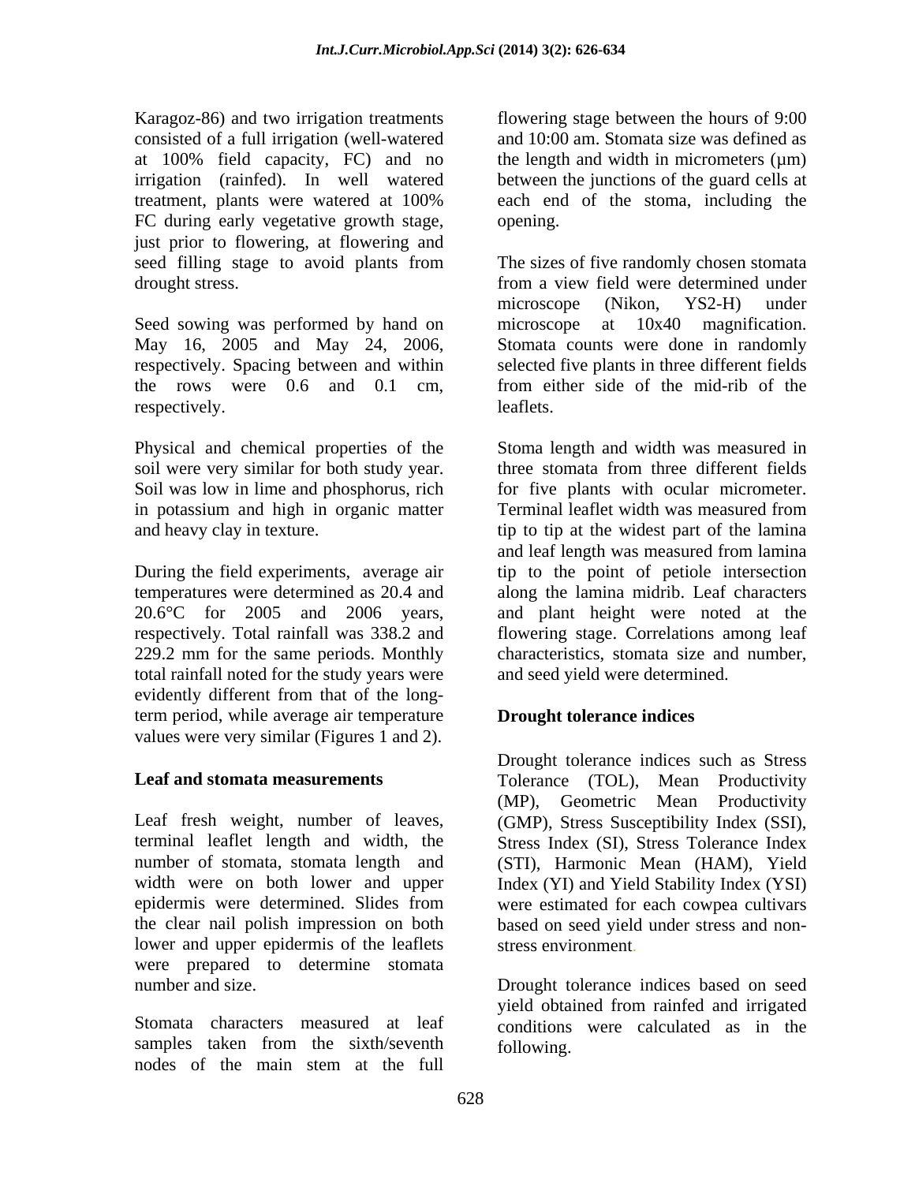Karagoz-86) and two irrigation treatments consisted of a full irrigation (well-watered at 100% field capacity, FC) and no irrigation (rainfed). In well watered treatment, plants were watered at 100% FC during early vegetative growth stage, just prior to flowering, at flowering and seed filling stage to avoid plants from drought stress.

Seed sowing was performed by hand on May 16, 2005 and May 24, 2006, respectively. Spacing between and within the rows were 0.6 and 0.1 cm, respectively.

Physical and chemical properties of the soil were very similar for both study year. Soil was low in lime and phosphorus, rich in potassium and high in organic matter and heavy clay in texture.

During the field experiments, average air temperatures were determined as 20.4 and 20.6°C for 2005 and 2006 years, respectively. Total rainfall was 338.2 and 229.2 mm for the same periods. Monthly total rainfall noted for the study years were evidently different from that of the long-term period, while average air temperature values were very similar (Figures 1 and 2).

## Leaf and stomata measurements

Leaf fresh weight, number of leaves, terminal leaflet length and width, the number of stomata, stomata length and width were on both lower and upper epidermis were determined. Slides from the clear nail polish impression on both lower and upper epidermis of the leaflets were prepared to determine stomata number and size.

Stomata characters measured at leaf samples taken from the sixth/seventh nodes of the main stem at the full flowering stage between the hours of 9:00 and 10:00 am. Stomata size was defined as the length and width in micrometers (µm) between the junctions of the guard cells at each end of the stoma, including the opening.

The sizes of five randomly chosen stomata from a view field were determined under microscope (Nikon, YS2-H) under microscope at 10x40 magnification. Stomata counts were done in randomly selected five plants in three different fields from either side of the mid-rib of the leaflets.

Stoma length and width was measured in three stomata from three different fields for five plants with ocular micrometer. Terminal leaflet width was measured from tip to tip at the widest part of the lamina and leaf length was measured from lamina tip to the point of petiole intersection along the lamina midrib. Leaf characters and plant height were noted at the flowering stage. Correlations among leaf characteristics, stomata size and number, and seed yield were determined.

## Drought tolerance indices

Drought tolerance indices such as Stress Tolerance (TOL), Mean Productivity (MP), Geometric Mean Productivity (GMP), Stress Susceptibility Index (SSI), Stress Index (SI), Stress Tolerance Index (STI), Harmonic Mean (HAM), Yield Index (YI) and Yield Stability Index (YSI) were estimated for each cowpea cultivars based on seed yield under stress and non-stress environment.

Drought tolerance indices based on seed yield obtained from rainfed and irrigated conditions were calculated as in the following.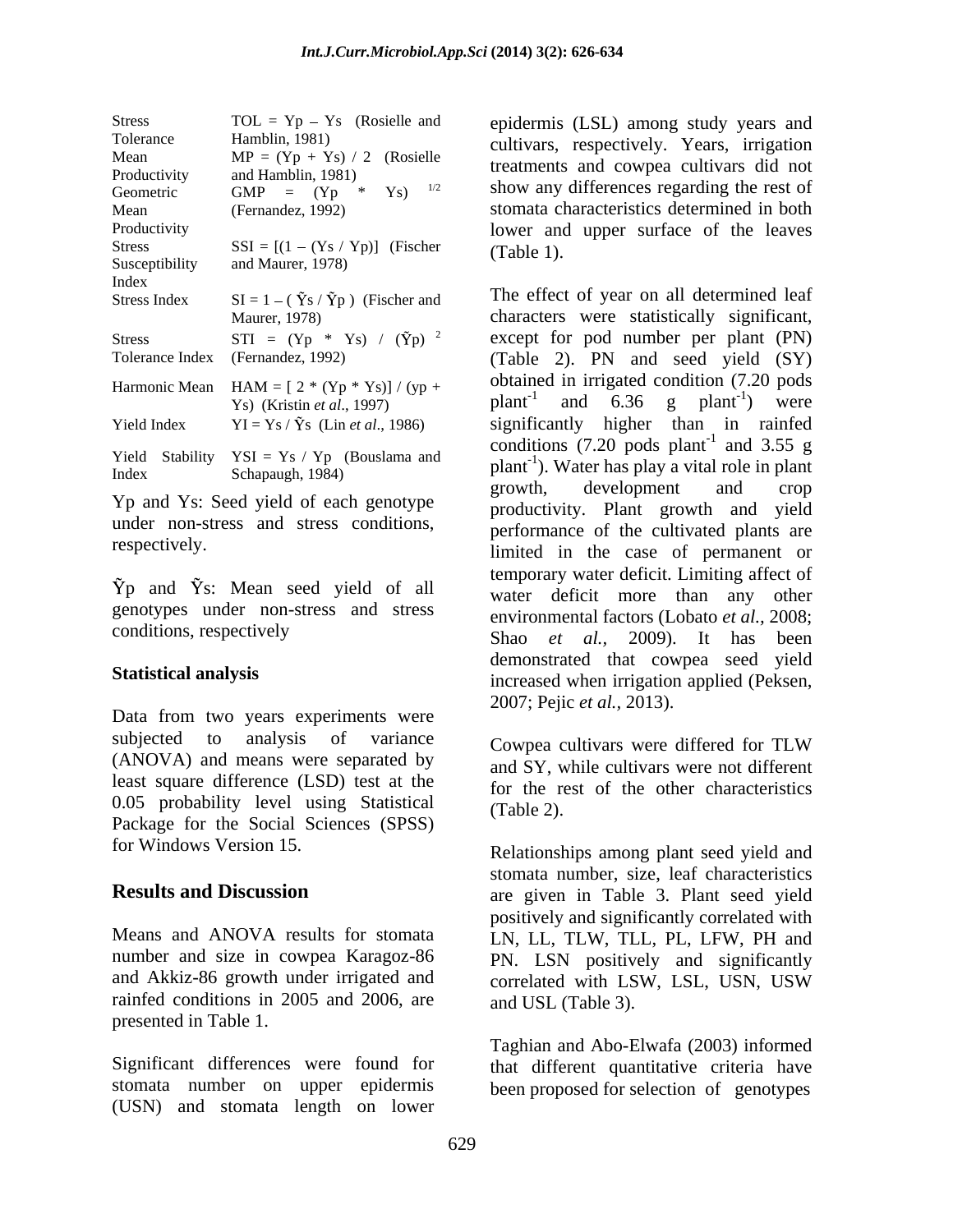| | |
|---|---|
| Stress Tolerance | $TOL = Yp - Ys$ (Rosielle and Hamblin, 1981) |
| Mean Productivity | $MP = (Yp + Ys) / 2$ (Rosielle and Hamblin, 1981) |
| Geometric Mean Productivity | $GMP = (Yp * Ys)^{1/2}$ (Fernandez, 1992) |
| Stress Susceptibility Index | $SSI = [(1 - (Ys / Yp)]$ (Fischer and Maurer, 1978) |
| Stress Index | $SI = 1 - (\tilde{Y}s / \tilde{Y}p)$ (Fischer and Maurer, 1978) |
| Stress Tolerance Index | $STI = (Yp * Ys) / (\tilde{Y}p)^2$ (Fernandez, 1992) |
| Harmonic Mean | $HAM = [2 * (Yp * Ys)] / (yp + Ys)$ (Kristin *et al*., 1997) |
| Yield Index | $YI = Ys / \tilde{Y}s$ (Lin *et al*., 1986) |
| Yield Stability Index | $YSI = Ys / Yp$ (Bouslama and Schapaugh, 1984) |

Yp and Ys: Seed yield of each genotype under non-stress and stress conditions, respectively.

$\tilde{Y}p$ and $\tilde{Y}s$: Mean seed yield of all genotypes under non-stress and stress conditions, respectively

## Statistical analysis

Data from two years experiments were subjected to analysis of variance (ANOVA) and means were separated by least square difference (LSD) test at the 0.05 probability level using Statistical Package for the Social Sciences (SPSS) for Windows Version 15.

## Results and Discussion

Means and ANOVA results for stomata number and size in cowpea Karagoz-86 and Akkiz-86 growth under irrigated and rainfed conditions in 2005 and 2006, are presented in Table 1.

Significant differences were found for stomata number on upper epidermis (USN) and stomata length on lower epidermis (LSL) among study years and cultivars, respectively. Years, irrigation treatments and cowpea cultivars did not show any differences regarding the rest of stomata characteristics determined in both lower and upper surface of the leaves (Table 1).

The effect of year on all determined leaf characters were statistically significant, except for pod number per plant (PN) (Table 2). PN and seed yield (SY) obtained in irrigated condition (7.20 pods $plant^{-1}$ and 6.36 g $plant^{-1}$) were significantly higher than in rainfed conditions (7.20 pods $plant^{-1}$ and 3.55 g $plant^{-1}$). Water has play a vital role in plant growth, development and crop productivity. Plant growth and yield performance of the cultivated plants are limited in the case of permanent or temporary water deficit. Limiting affect of water deficit more than any other environmental factors (Lobato *et al.,* 2008; Shao *et al.,* 2009). It has been demonstrated that cowpea seed yield increased when irrigation applied (Peksen, 2007; Pejic *et al.,* 2013).

Cowpea cultivars were differed for TLW and SY, while cultivars were not different for the rest of the other characteristics (Table 2).

Relationships among plant seed yield and stomata number, size, leaf characteristics are given in Table 3. Plant seed yield positively and significantly correlated with LN, LL, TLW, TLL, PL, LFW, PH and PN. LSN positively and significantly correlated with LSW, LSL, USN, USW and USL (Table 3).

Taghian and Abo-Elwafa (2003) informed that different quantitative criteria have been proposed for selection of genotypes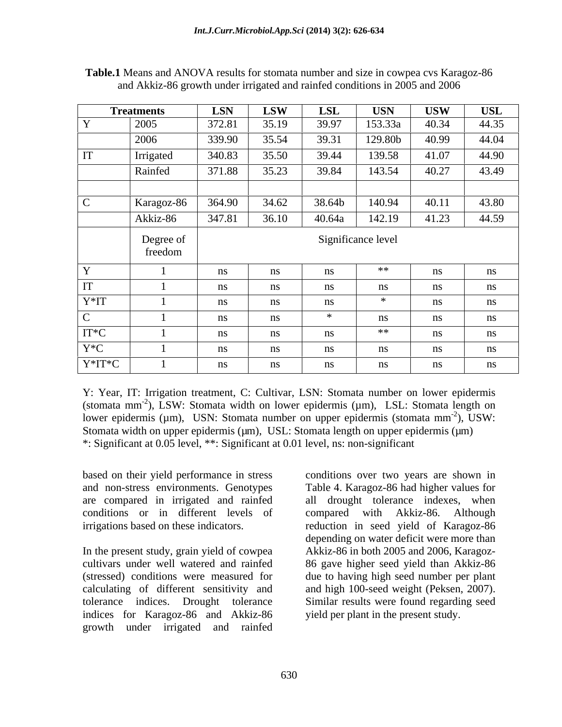**Table.1** Means and ANOVA results for stomata number and size in cowpea cvs Karagoz-86 and Akkiz-86 growth under irrigated and rainfed conditions in 2005 and 2006

| Treatments | | LSN | LSW | LSL | USN | USW | USL |
|---|---|---|---|---|---|---|---|
| Y | 2005 | 372.81 | 35.19 | 39.97 | 153.33a | 40.34 | 44.35 |
| | 2006 | 339.90 | 35.54 | 39.31 | 129.80b | 40.99 | 44.04 |
| IT | Irrigated | 340.83 | 35.50 | 39.44 | 139.58 | 41.07 | 44.90 |
| | Rainfed | 371.88 | 35.23 | 39.84 | 143.54 | 40.27 | 43.49 |
| | | | | | | | |
| C | Karagoz-86 | 364.90 | 34.62 | 38.64b | 140.94 | 40.11 | 43.80 |
| | Akkiz-86 | 347.81 | 36.10 | 40.64a | 142.19 | 41.23 | 44.59 |
| | Degree of freedom | Significance level | | | | | |
| Y | 1 | ns | ns | ns | ** | ns | ns |
| IT | 1 | ns | ns | ns | ns | ns | ns |
| Y*IT | 1 | ns | ns | ns | * | ns | ns |
| C | 1 | ns | ns | * | ns | ns | ns |
| IT*C | 1 | ns | ns | ns | ** | ns | ns |
| Y*C | 1 | ns | ns | ns | ns | ns | ns |
| Y*IT*C | 1 | ns | ns | ns | ns | ns | ns |

Y: Year, IT: Irrigation treatment, C: Cultivar, LSN: Stomata number on lower epidermis (stomata $mm^{-2}$), LSW: Stomata width on lower epidermis (µm), LSL: Stomata length on lower epidermis (µm), USN: Stomata number on upper epidermis (stomata $mm^{-2}$), USW: Stomata width on upper epidermis (µm), USL: Stomata length on upper epidermis (µm)
*: Significant at 0.05 level, **: Significant at 0.01 level, ns: non-significant

based on their yield performance in stress and non-stress environments. Genotypes are compared in irrigated and rainfed conditions or in different levels of irrigations based on these indicators.

In the present study, grain yield of cowpea cultivars under well watered and rainfed (stressed) conditions were measured for calculating of different sensitivity and tolerance indices. Drought tolerance indices for Karagoz-86 and Akkiz-86 growth under irrigated and rainfed conditions over two years are shown in Table 4. Karagoz-86 had higher values for all drought tolerance indexes, when compared with Akkiz-86. Although reduction in seed yield of Karagoz-86 depending on water deficit were more than Akkiz-86 in both 2005 and 2006, Karagoz-86 gave higher seed yield than Akkiz-86 due to having high seed number per plant and high 100-seed weight (Peksen, 2007). Similar results were found regarding seed yield per plant in the present study.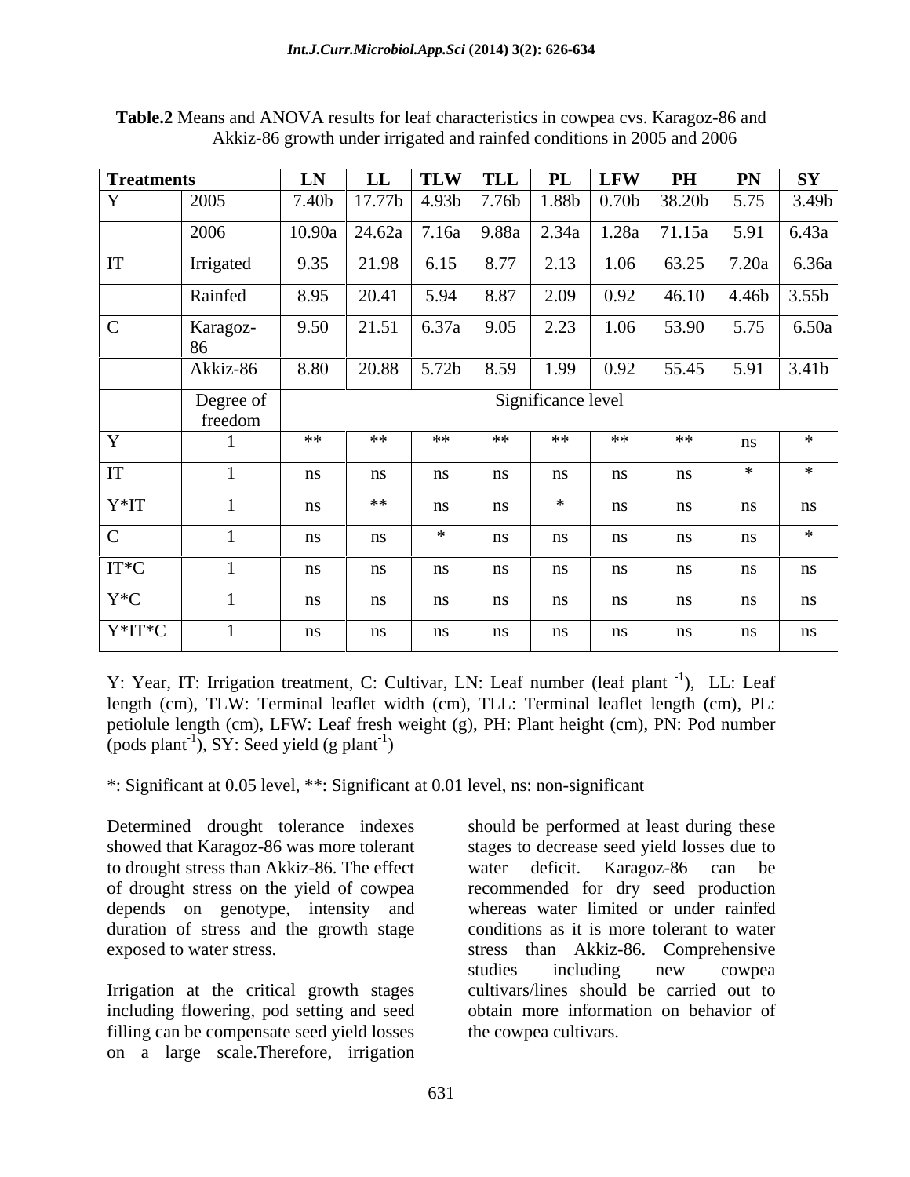**Table.2** Means and ANOVA results for leaf characteristics in cowpea cvs. Karagoz-86 and Akkiz-86 growth under irrigated and rainfed conditions in 2005 and 2006

| Treatments | | LN | LL | TLW | TLL | PL | LFW | PH | PN | SY |
|---|---|---|---|---|---|---|---|---|---|---|
| Y | 2005 | 7.40b | 17.77b | 4.93b | 7.76b | 1.88b | 0.70b | 38.20b | 5.75 | 3.49b |
| | 2006 | 10.90a | 24.62a | 7.16a | 9.88a | 2.34a | 1.28a | 71.15a | 5.91 | 6.43a |
| IT | Irrigated | 9.35 | 21.98 | 6.15 | 8.77 | 2.13 | 1.06 | 63.25 | 7.20a | 6.36a |
| | Rainfed | 8.95 | 20.41 | 5.94 | 8.87 | 2.09 | 0.92 | 46.10 | 4.46b | 3.55b |
| C | Karagoz-86 | 9.50 | 21.51 | 6.37a | 9.05 | 2.23 | 1.06 | 53.90 | 5.75 | 6.50a |
| | Akkiz-86 | 8.80 | 20.88 | 5.72b | 8.59 | 1.99 | 0.92 | 55.45 | 5.91 | 3.41b |
| | Degree of freedom | Significance level | | | | | | | | |
| Y | 1 | ** | ** | ** | ** | ** | ** | ** | ns | * |
| IT | 1 | ns | ns | ns | ns | ns | ns | ns | * | * |
| Y*IT | 1 | ns | ** | ns | ns | * | ns | ns | ns | ns |
| C | 1 | ns | ns | * | ns | ns | ns | ns | ns | * |
| IT*C | 1 | ns | ns | ns | ns | ns | ns | ns | ns | ns |
| Y*C | 1 | ns | ns | ns | ns | ns | ns | ns | ns | ns |
| Y*IT*C | 1 | ns | ns | ns | ns | ns | ns | ns | ns | ns |

Y: Year, IT: Irrigation treatment, C: Cultivar, LN: Leaf number (leaf plant $^{-1}$), LL: Leaf length (cm), TLW: Terminal leaflet width (cm), TLL: Terminal leaflet length (cm), PL: petiolule length (cm), LFW: Leaf fresh weight (g), PH: Plant height (cm), PN: Pod number (pods plant$^{-1}$), SY: Seed yield (g plant$^{-1}$)

*: Significant at 0.05 level, **: Significant at 0.01 level, ns: non-significant

Determined drought tolerance indexes showed that Karagoz-86 was more tolerant to drought stress than Akkiz-86. The effect of drought stress on the yield of cowpea depends on genotype, intensity and duration of stress and the growth stage exposed to water stress.

Irrigation at the critical growth stages including flowering, pod setting and seed filling can be compensate seed yield losses on a large scale.Therefore, irrigation should be performed at least during these stages to decrease seed yield losses due to water deficit. Karagoz-86 can be recommended for dry seed production whereas water limited or under rainfed conditions as it is more tolerant to water stress than Akkiz-86. Comprehensive studies including new cowpea cultivars/lines should be carried out to obtain more information on behavior of the cowpea cultivars.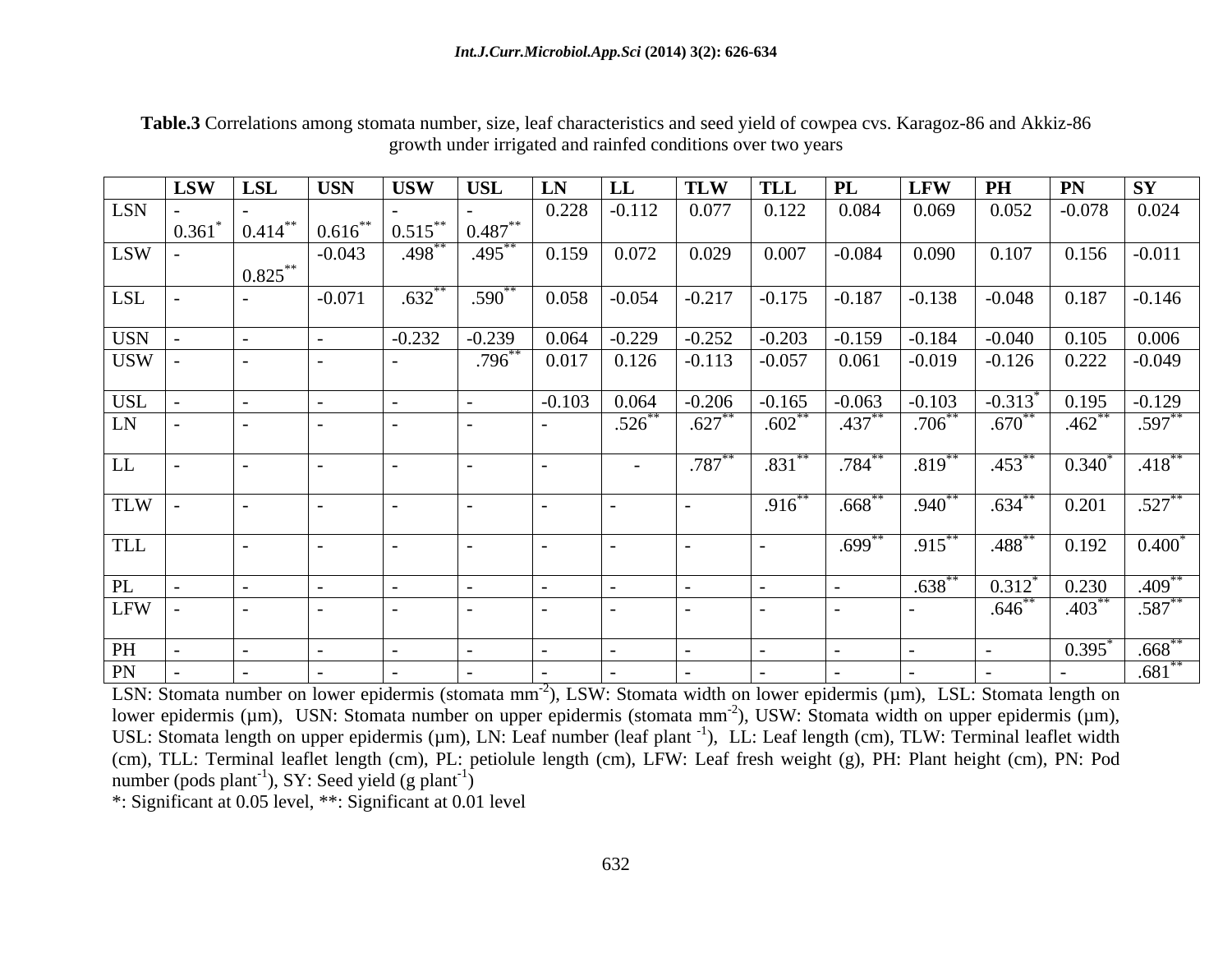**Table.3** Correlations among stomata number, size, leaf characteristics and seed yield of cowpea cvs. Karagoz-86 and Akkiz-86 growth under irrigated and rainfed conditions over two years

| | LSW | LSL | USN | USW | USL | LN | LL | TLW | TLL | PL | LFW | PH | PN | SY |
|---|---|---|---|---|---|---|---|---|---|---|---|---|---|---|
| LSN | -0.361* | -0.414** | 0.616** | -0.515** | -0.487** | 0.228 | -0.112 | 0.077 | 0.122 | 0.084 | 0.069 | 0.052 | -0.078 | 0.024 |
| LSW | - | 0.825** | -0.043 | .498** | .495** | 0.159 | 0.072 | 0.029 | 0.007 | -0.084 | 0.090 | 0.107 | 0.156 | -0.011 |
| LSL | - | - | -0.071 | .632** | .590** | 0.058 | -0.054 | -0.217 | -0.175 | -0.187 | -0.138 | -0.048 | 0.187 | -0.146 |
| USN | - | - | - | -0.232 | -0.239 | 0.064 | -0.229 | -0.252 | -0.203 | -0.159 | -0.184 | -0.040 | 0.105 | 0.006 |
| USW | - | - | - | - | .796** | 0.017 | 0.126 | -0.113 | -0.057 | 0.061 | -0.019 | -0.126 | 0.222 | -0.049 |
| USL | - | - | - | - | - | -0.103 | 0.064 | -0.206 | -0.165 | -0.063 | -0.103 | -0.313* | 0.195 | -0.129 |
| LN | - | - | - | - | - | - | .526** | .627** | .602** | .437** | .706** | .670** | .462** | .597** |
| LL | - | - | - | - | - | - | - | .787** | .831** | .784** | .819** | .453** | 0.340* | .418** |
| TLW | - | - | - | - | - | - | - | - | .916** | .668** | .940** | .634** | 0.201 | .527** |
| TLL | | - | - | - | - | - | - | - | - | .699** | .915** | .488** | 0.192 | 0.400* |
| PL | - | - | - | - | - | - | - | - | - | - | .638** | 0.312* | 0.230 | .409** |
| LFW | - | - | - | - | - | - | - | - | - | - | - | .646** | .403** | .587** |
| PH | - | - | - | - | - | - | - | - | - | - | - | - | 0.395* | .668** |
| PN | - | - | - | - | - | - | - | - | - | - | - | - | - | .681** |

LSN: Stomata number on lower epidermis (stomata mm$^{-2}$), LSW: Stomata width on lower epidermis (µm), LSL: Stomata length on lower epidermis (µm), USN: Stomata number on upper epidermis (stomata mm$^{-2}$), USW: Stomata width on upper epidermis (µm), USL: Stomata length on upper epidermis (µm), LN: Leaf number (leaf plant $^{-1}$), LL: Leaf length (cm), TLW: Terminal leaflet width (cm), TLL: Terminal leaflet length (cm), PL: petiolule length (cm), LFW: Leaf fresh weight (g), PH: Plant height (cm), PN: Pod number (pods plant$^{-1}$), SY: Seed yield (g plant$^{-1}$)

*: Significant at 0.05 level, **: Significant at 0.01 level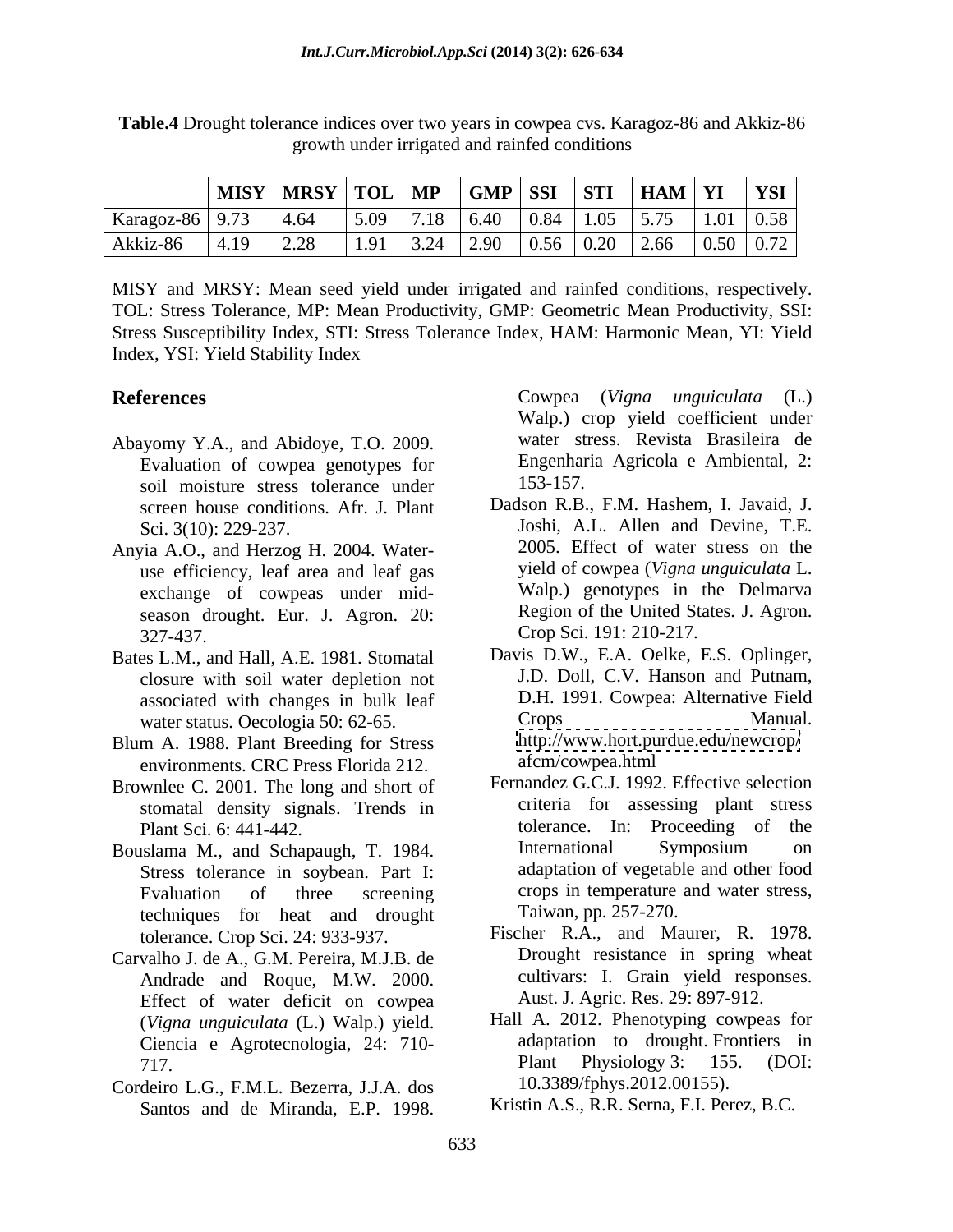**Table.4** Drought tolerance indices over two years in cowpea cvs. Karagoz-86 and Akkiz-86 growth under irrigated and rainfed conditions

| | MISY | MRSY | TOL | MP | GMP | SSI | STI | HAM | YI | YSI |
|---|---|---|---|---|---|---|---|---|---|---|
| Karagoz-86 | 9.73 | 4.64 | 5.09 | 7.18 | 6.40 | 0.84 | 1.05 | 5.75 | 1.01 | 0.58 |
| Akkiz-86 | 4.19 | 2.28 | 1.91 | 3.24 | 2.90 | 0.56 | 0.20 | 2.66 | 0.50 | 0.72 |

MISY and MRSY: Mean seed yield under irrigated and rainfed conditions, respectively. TOL: Stress Tolerance, MP: Mean Productivity, GMP: Geometric Mean Productivity, SSI: Stress Susceptibility Index, STI: Stress Tolerance Index, HAM: Harmonic Mean, YI: Yield Index, YSI: Yield Stability Index

## References

Abayomy Y.A., and Abidoye, T.O. 2009. Evaluation of cowpea genotypes for soil moisture stress tolerance under screen house conditions. Afr. J. Plant Sci. 3(10): 229-237.

Anyia A.O., and Herzog H. 2004. Water-use efficiency, leaf area and leaf gas exchange of cowpeas under mid-season drought. Eur. J. Agron. 20: 327-437.

Bates L.M., and Hall, A.E. 1981. Stomatal closure with soil water depletion not associated with changes in bulk leaf water status. Oecologia 50: 62-65.

Blum A. 1988. Plant Breeding for Stress environments. CRC Press Florida 212.

Brownlee C. 2001. The long and short of stomatal density signals. Trends in Plant Sci. 6: 441-442.

Bouslama M., and Schapaugh, T. 1984. Stress tolerance in soybean. Part I: Evaluation of three screening techniques for heat and drought tolerance. Crop Sci. 24: 933-937.

Carvalho J. de A., G.M. Pereira, M.J.B. de Andrade and Roque, M.W. 2000. Effect of water deficit on cowpea (*Vigna unguiculata* (L.) Walp.) yield. Ciencia e Agrotecnologia, 24: 710-717.

Cordeiro L.G., F.M.L. Bezerra, J.J.A. dos Santos and de Miranda, E.P. 1998. Cowpea (*Vigna unguiculata* (L.) Walp.) crop yield coefficient under water stress. Revista Brasileira de Engenharia Agricola e Ambiental, 2: 153-157.

Dadson R.B., F.M. Hashem, I. Javaid, J. Joshi, A.L. Allen and Devine, T.E. 2005. Effect of water stress on the yield of cowpea (*Vigna unguiculata* L. Walp.) genotypes in the Delmarva Region of the United States. J. Agron. Crop Sci. 191: 210-217.

Davis D.W., E.A. Oelke, E.S. Oplinger, J.D. Doll, C.V. Hanson and Putnam, D.H. 1991. Cowpea: Alternative Field Crops Manual. http://www.hort.purdue.edu/newcrop/afcm/cowpea.html

Fernandez G.C.J. 1992. Effective selection criteria for assessing plant stress tolerance. In: Proceeding of the International Symposium on adaptation of vegetable and other food crops in temperature and water stress, Taiwan, pp. 257-270.

Fischer R.A., and Maurer, R. 1978. Drought resistance in spring wheat cultivars: I. Grain yield responses. Aust. J. Agric. Res. 29: 897-912.

Hall A. 2012. Phenotyping cowpeas for adaptation to drought. Frontiers in Plant Physiology 3: 155. (DOI: 10.3389/fphys.2012.00155).

Kristin A.S., R.R. Serna, F.I. Perez, B.C.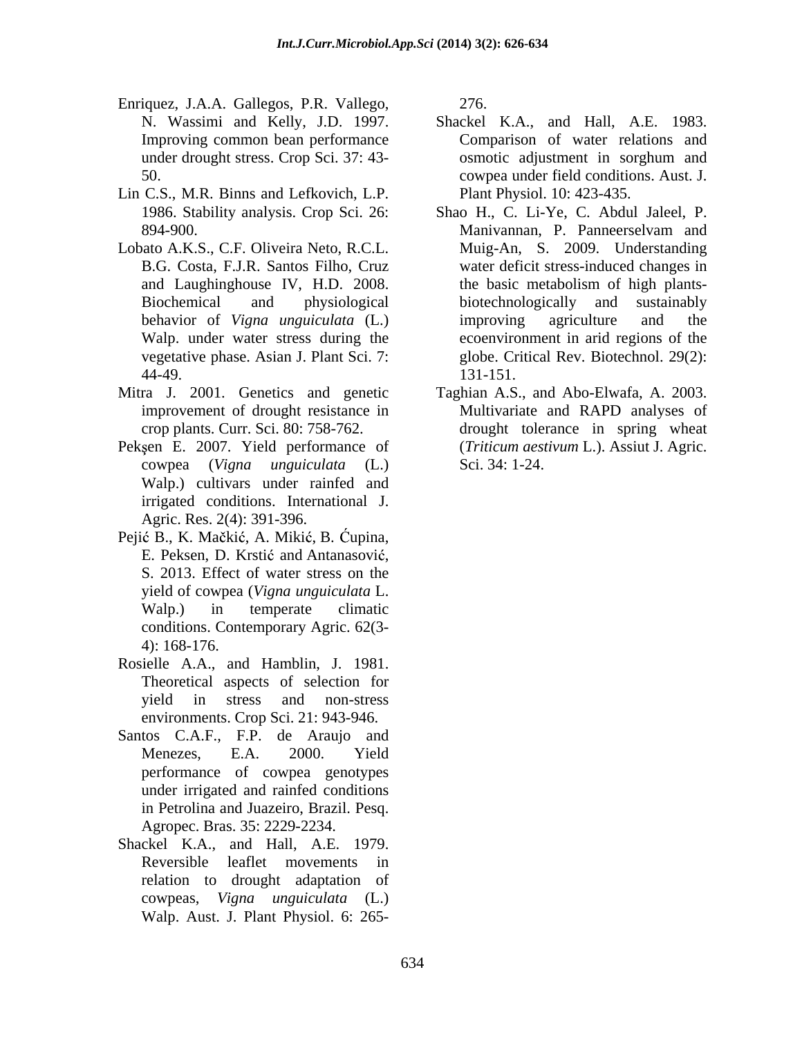Enriquez, J.A.A. Gallegos, P.R. Vallego, N. Wassimi and Kelly, J.D. 1997. Improving common bean performance under drought stress. Crop Sci. 37: 43-50.

Lin C.S., M.R. Binns and Lefkovich, L.P. 1986. Stability analysis. Crop Sci. 26: 894-900.

Lobato A.K.S., C.F. Oliveira Neto, R.C.L. B.G. Costa, F.J.R. Santos Filho, Cruz and Laughinghouse IV, H.D. 2008. Biochemical and physiological behavior of *Vigna unguiculata* (L.) Walp. under water stress during the vegetative phase. Asian J. Plant Sci. 7: 44-49.

Mitra J. 2001. Genetics and genetic improvement of drought resistance in crop plants. Curr. Sci. 80: 758-762.

Pekşen E. 2007. Yield performance of cowpea (*Vigna unguiculata* (L.) Walp.) cultivars under rainfed and irrigated conditions. International J. Agric. Res. 2(4): 391-396.

Pejić B., K. Mačkić, A. Mikić, B. Ćupina, E. Peksen, D. Krstić and Antanasović, S. 2013. Effect of water stress on the yield of cowpea (*Vigna unguiculata* L. Walp.) in temperate climatic conditions. Contemporary Agric. 62(3-4): 168-176.

Rosielle A.A., and Hamblin, J. 1981. Theoretical aspects of selection for yield in stress and non-stress environments. Crop Sci. 21: 943-946.

Santos C.A.F., F.P. de Araujo and Menezes, E.A. 2000. Yield performance of cowpea genotypes under irrigated and rainfed conditions in Petrolina and Juazeiro, Brazil. Pesq. Agropec. Bras. 35: 2229-2234.

Shackel K.A., and Hall, A.E. 1979. Reversible leaflet movements in relation to drought adaptation of cowpeas, *Vigna unguiculata* (L.) Walp. Aust. J. Plant Physiol. 6: 265-276.

Shackel K.A., and Hall, A.E. 1983. Comparison of water relations and osmotic adjustment in sorghum and cowpea under field conditions. Aust. J. Plant Physiol. 10: 423-435.

Shao H., C. Li-Ye, C. Abdul Jaleel, P. Manivannan, P. Panneerselvam and Muig-An, S. 2009. Understanding water deficit stress-induced changes in the basic metabolism of high plants- biotechnologically and sustainably improving agriculture and the ecoenvironment in arid regions of the globe. Critical Rev. Biotechnol. 29(2): 131-151.

Taghian A.S., and Abo-Elwafa, A. 2003. Multivariate and RAPD analyses of drought tolerance in spring wheat (*Triticum aestivum* L.). Assiut J. Agric. Sci. 34: 1-24.